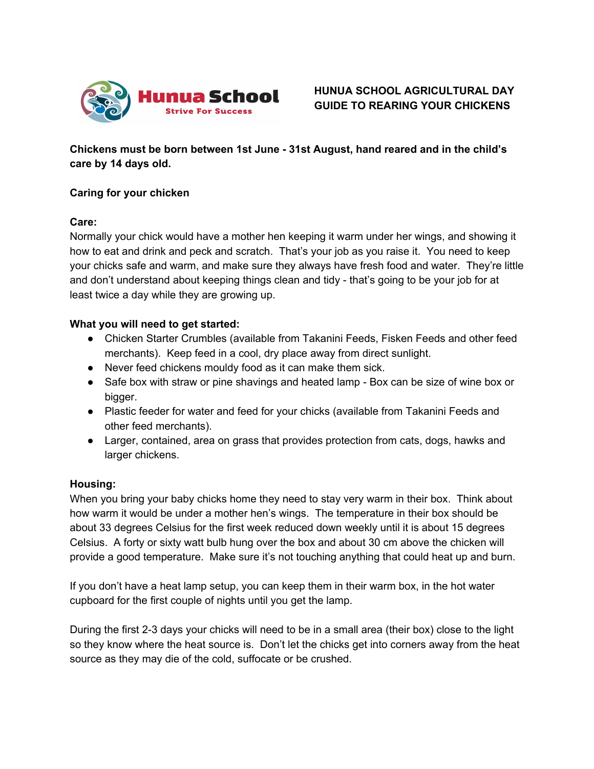Hunua School
Strive For Success

# HUNUA SCHOOL AGRICULTURAL DAY GUIDE TO REARING YOUR CHICKENS

**Chickens must be born between 1st June - 31st August, hand reared and in the child's care by 14 days old.**

## Caring for your chicken

### Care:

Normally your chick would have a mother hen keeping it warm under her wings, and showing it how to eat and drink and peck and scratch. That's your job as you raise it. You need to keep your chicks safe and warm, and make sure they always have fresh food and water. They're little and don't understand about keeping things clean and tidy - that's going to be your job for at least twice a day while they are growing up.

### What you will need to get started:

- Chicken Starter Crumbles (available from Takanini Feeds, Fisken Feeds and other feed merchants). Keep feed in a cool, dry place away from direct sunlight.
- Never feed chickens mouldy food as it can make them sick.
- Safe box with straw or pine shavings and heated lamp - Box can be size of wine box or bigger.
- Plastic feeder for water and feed for your chicks (available from Takanini Feeds and other feed merchants).
- Larger, contained, area on grass that provides protection from cats, dogs, hawks and larger chickens.

### Housing:

When you bring your baby chicks home they need to stay very warm in their box. Think about how warm it would be under a mother hen's wings. The temperature in their box should be about 33 degrees Celsius for the first week reduced down weekly until it is about 15 degrees Celsius. A forty or sixty watt bulb hung over the box and about 30 cm above the chicken will provide a good temperature. Make sure it's not touching anything that could heat up and burn.

If you don't have a heat lamp setup, you can keep them in their warm box, in the hot water cupboard for the first couple of nights until you get the lamp.

During the first 2-3 days your chicks will need to be in a small area (their box) close to the light so they know where the heat source is. Don't let the chicks get into corners away from the heat source as they may die of the cold, suffocate or be crushed.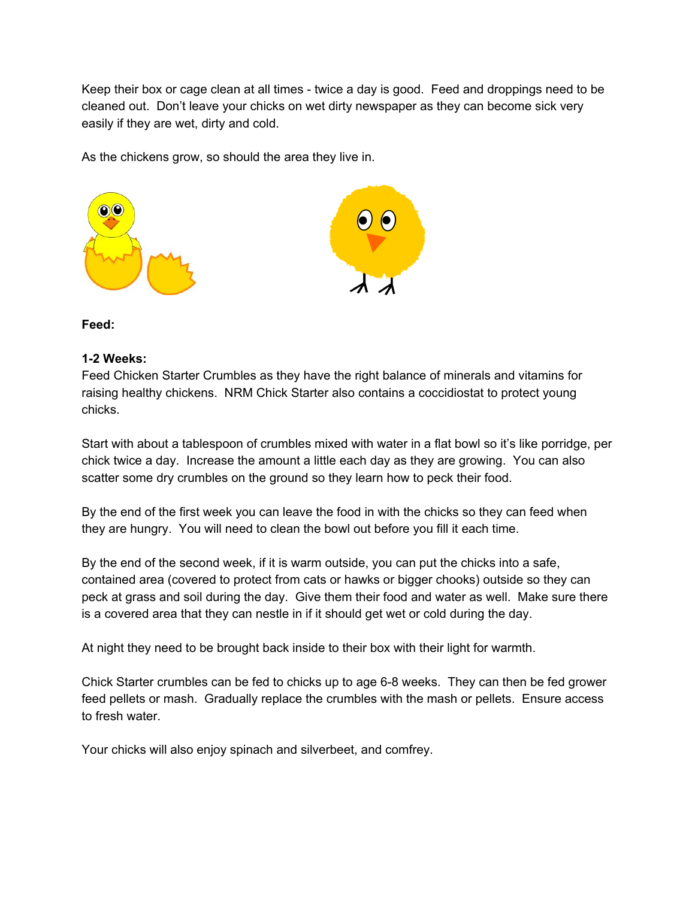Keep their box or cage clean at all times - twice a day is good. Feed and droppings need to be cleaned out. Don't leave your chicks on wet dirty newspaper as they can become sick very easily if they are wet, dirty and cold.

As the chickens grow, so should the area they live in.

**Feed:**

**1-2 Weeks:**
Feed Chicken Starter Crumbles as they have the right balance of minerals and vitamins for raising healthy chickens. NRM Chick Starter also contains a coccidiostat to protect young chicks.

Start with about a tablespoon of crumbles mixed with water in a flat bowl so it's like porridge, per chick twice a day. Increase the amount a little each day as they are growing. You can also scatter some dry crumbles on the ground so they learn how to peck their food.

By the end of the first week you can leave the food in with the chicks so they can feed when they are hungry. You will need to clean the bowl out before you fill it each time.

By the end of the second week, if it is warm outside, you can put the chicks into a safe, contained area (covered to protect from cats or hawks or bigger chooks) outside so they can peck at grass and soil during the day. Give them their food and water as well. Make sure there is a covered area that they can nestle in if it should get wet or cold during the day.

At night they need to be brought back inside to their box with their light for warmth.

Chick Starter crumbles can be fed to chicks up to age 6-8 weeks. They can then be fed grower feed pellets or mash. Gradually replace the crumbles with the mash or pellets. Ensure access to fresh water.

Your chicks will also enjoy spinach and silverbeet, and comfrey.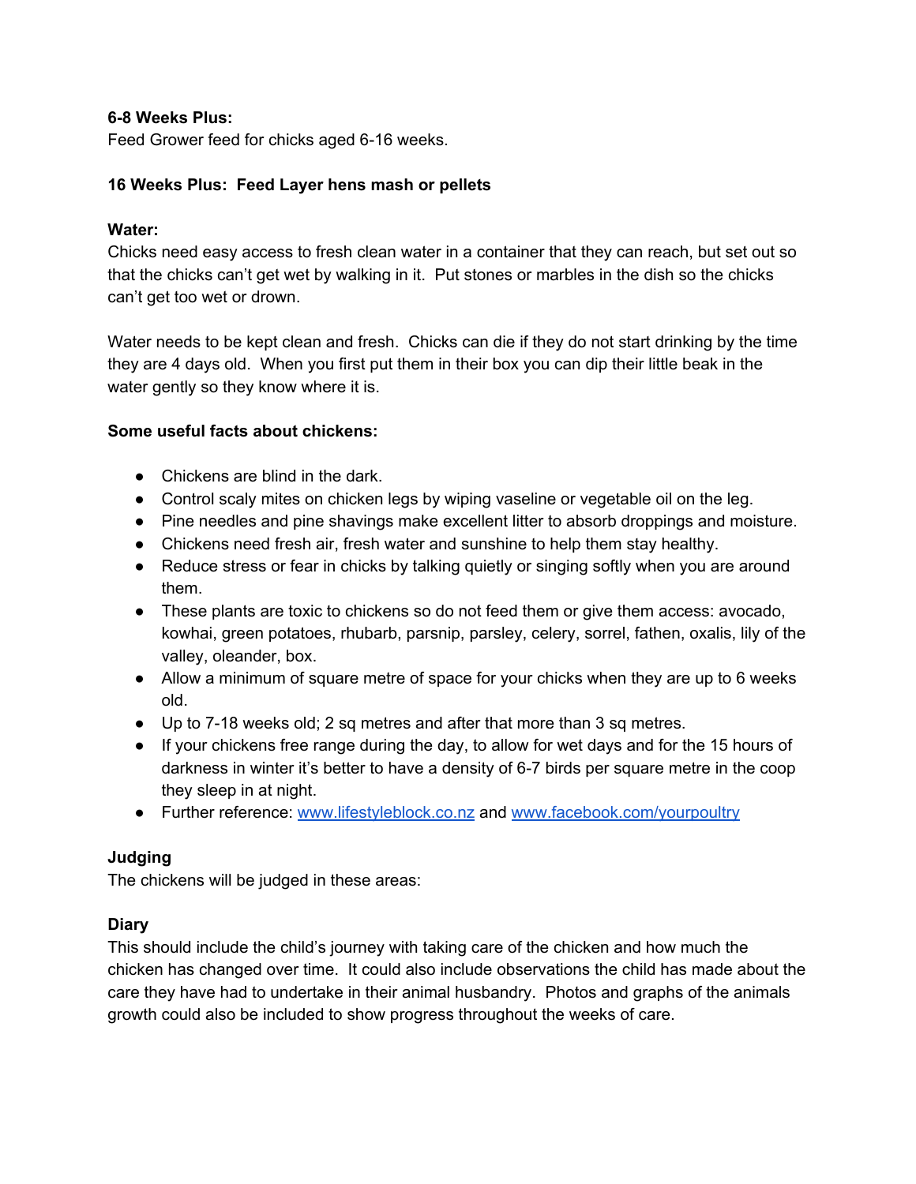**6-8 Weeks Plus:**
Feed Grower feed for chicks aged 6-16 weeks.

**16 Weeks Plus: Feed Layer hens mash or pellets**

**Water:**
Chicks need easy access to fresh clean water in a container that they can reach, but set out so that the chicks can't get wet by walking in it. Put stones or marbles in the dish so the chicks can't get too wet or drown.

Water needs to be kept clean and fresh. Chicks can die if they do not start drinking by the time they are 4 days old. When you first put them in their box you can dip their little beak in the water gently so they know where it is.

**Some useful facts about chickens:**

- Chickens are blind in the dark.
- Control scaly mites on chicken legs by wiping vaseline or vegetable oil on the leg.
- Pine needles and pine shavings make excellent litter to absorb droppings and moisture.
- Chickens need fresh air, fresh water and sunshine to help them stay healthy.
- Reduce stress or fear in chicks by talking quietly or singing softly when you are around them.
- These plants are toxic to chickens so do not feed them or give them access: avocado, kowhai, green potatoes, rhubarb, parsnip, parsley, celery, sorrel, fathen, oxalis, lily of the valley, oleander, box.
- Allow a minimum of square metre of space for your chicks when they are up to 6 weeks old.
- Up to 7-18 weeks old; 2 sq metres and after that more than 3 sq metres.
- If your chickens free range during the day, to allow for wet days and for the 15 hours of darkness in winter it's better to have a density of 6-7 birds per square metre in the coop they sleep in at night.
- Further reference: [www.lifestyleblock.co.nz](http://www.lifestyleblock.co.nz) and [www.facebook.com/yourpoultry](http://www.facebook.com/yourpoultry)

**Judging**
The chickens will be judged in these areas:

**Diary**
This should include the child's journey with taking care of the chicken and how much the chicken has changed over time. It could also include observations the child has made about the care they have had to undertake in their animal husbandry. Photos and graphs of the animals growth could also be included to show progress throughout the weeks of care.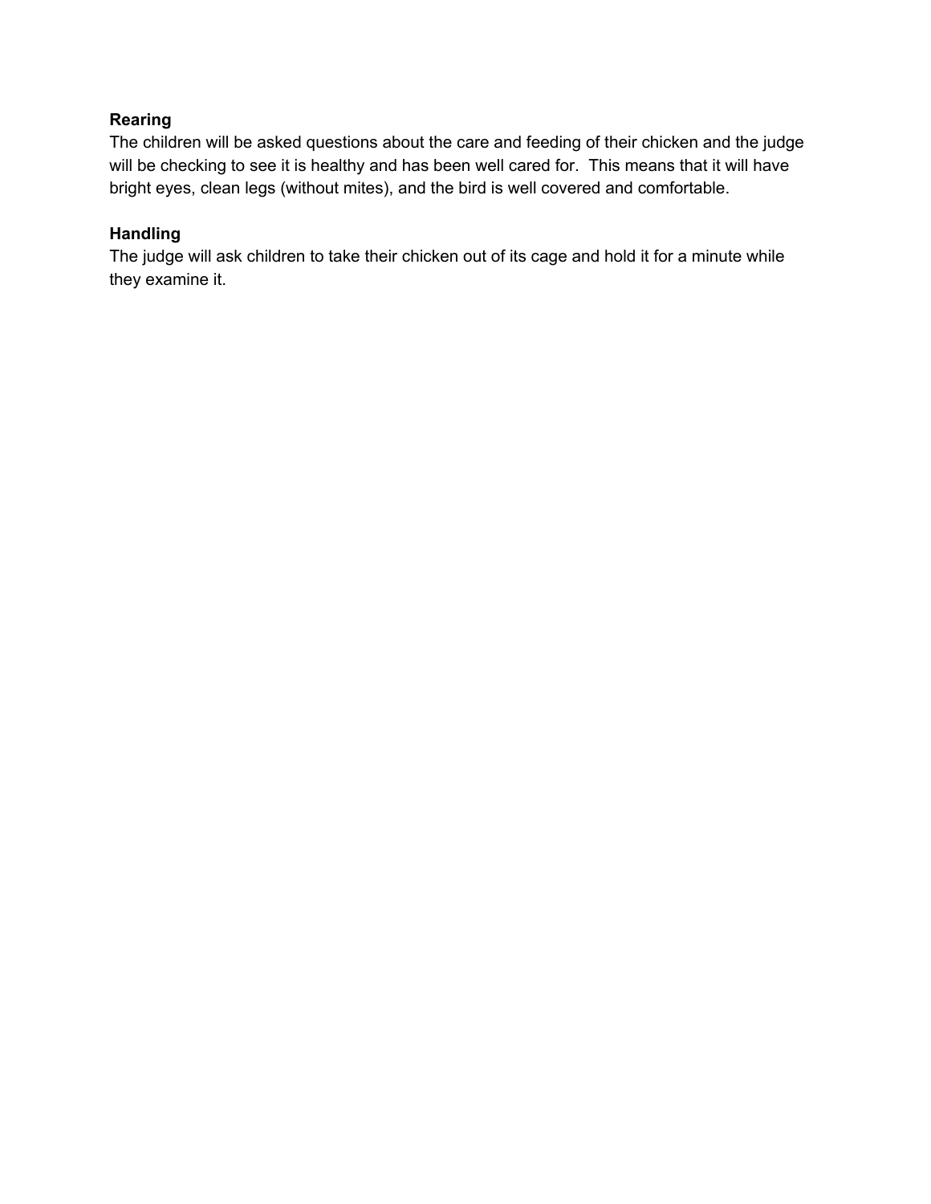**Rearing**

The children will be asked questions about the care and feeding of their chicken and the judge will be checking to see it is healthy and has been well cared for. This means that it will have bright eyes, clean legs (without mites), and the bird is well covered and comfortable.

**Handling**

The judge will ask children to take their chicken out of its cage and hold it for a minute while they examine it.